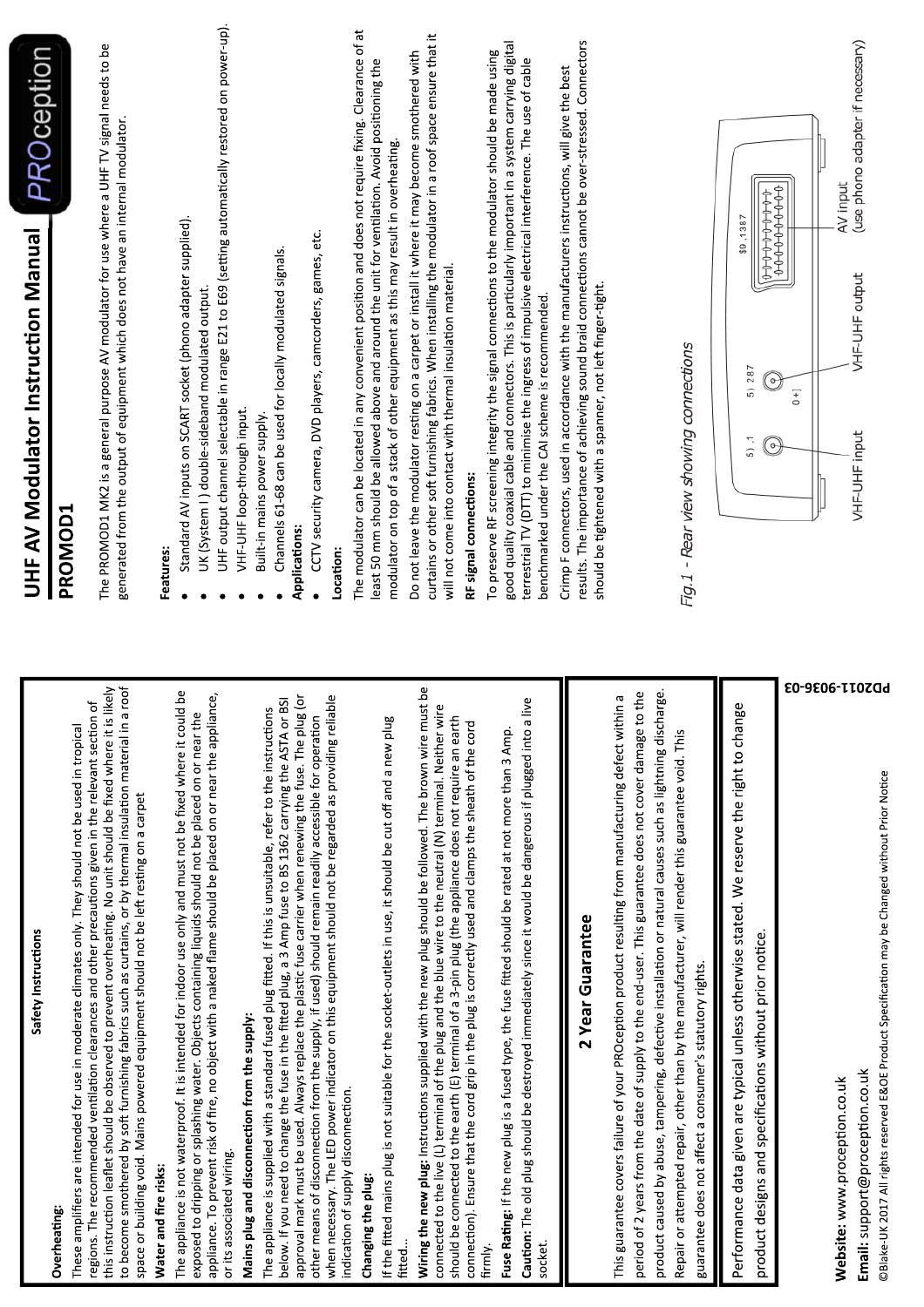# UHF AV Modulator Instruction Manual

## PROMOD1

The PROMOD1 MK2 is a general purpose AV modulator for use where a UHF TV signal needs to be generated from the output of equipment which does not have an internal modulator.

**Features:**

- Standard AV inputs on SCART socket (phono adapter supplied).
- UK (System I ) double-sideband modulated output.
- UHF output channel selectable in range E21 to E69 (setting automatically restored on power-up).
- VHF-UHF loop-through input.
- Built-in mains power supply.
- Channels 61-68 can be used for locally modulated signals.

**Applications:**

- CCTV security camera, DVD players, camcorders, games, etc.

**Location:**

The modulator can be located in any convenient position and does not require fixing. Clearance of at least 50 mm should be allowed above and around the unit for ventilation. Avoid positioning the modulator on top of a stack of other equipment as this may result in overheating.

Do not leave the modulator resting on a carpet or install it where it may become smothered with curtains or other soft furnishing fabrics. When installing the modulator in a roof space ensure that it will not come into contact with thermal insulation material.

**RF signal connections:**

To preserve RF screening integrity the signal connections to the modulator should be made using good quality coaxial cable and connectors. This is particularly important in a system carrying digital terrestrial TV (DTT) to minimise the ingress of impulsive electrical interference. The use of cable benchmarked under the CAI scheme is recommended.

Crimp F connectors, used in accordance with the manufacturers instructions, will give the best results. The importance of achieving sound braid connections cannot be over-stressed. Connectors should be tightened with a spanner, not left finger-tight.

VHF-UHF input — VHF-UHF output — AV input (use phono adapter if necessary)

*Fig.1 - Rear view showing connections*

### Safety Instructions

**Overheating:**

These amplifiers are intended for use in moderate climates only. They should not be used in tropical regions. The recommended ventilation clearances and other precautions given in the relevant section of this instruction leaflet should be observed to prevent overheating. No unit should be fixed where it is likely to become smothered by soft furnishing fabrics such as curtains, or by thermal insulation material in a roof space or building void. Mains powered equipment should not be left resting on a carpet

**Water and fire risks:**

The appliance is not waterproof. It is intended for indoor use only and must not be fixed where it could be exposed to dripping or splashing water. Objects containing liquids should not be placed on or near the appliance. To prevent risk of fire, no object with a naked flame should be placed on or near the appliance, or its associated wiring.

**Mains plug and disconnection from the supply:**

The appliance is supplied with a standard fused plug fitted. If this is unsuitable, refer to the instructions below. If you need to change the fuse in the fitted plug, a 3 Amp fuse to BS 1362 carrying the ASTA or BSI approval mark must be used. Always replace the plastic fuse carrier when renewing the fuse. The plug (or other means of disconnection from the supply, if used) should remain readily accessible for operation when necessary. The LED power indicator on this equipment should not be regarded as providing reliable indication of supply disconnection.

**Changing the plug:**

If the fitted mains plug is not suitable for the socket-outlets in use, it should be cut off and a new plug fitted...

**Wiring the new plug:** Instructions supplied with the new plug should be followed. The brown wire must be connected to the live (L) terminal of the plug and the blue wire to the neutral (N) terminal. Neither wire should be connected to the earth (E) terminal of a 3-pin plug (the appliance does not require an earth connection). Ensure that the cord grip in the plug is correctly used and clamps the sheath of the cord firmly.

**Fuse Rating:** If the new plug is a fused type, the fuse fitted should be rated at not more than 3 Amp.

**Caution:** The old plug should be destroyed immediately since it would be dangerous if plugged into a live socket.

### 2 Year Guarantee

This guarantee covers failure of your PROception product resulting from manufacturing defect within a period of 2 years from the date of supply to the end-user. This guarantee does not cover damage to the product caused by abuse, tampering, defective installation or natural causes such as lightning discharge. Repair or attempted repair, other than by the manufacturer, will render this guarantee void. This guarantee does not affect a consumer's statutory rights.

Performance data given are typical unless otherwise stated. We reserve the right to change product designs and specifications without prior notice.

**Website:** www.proception.co.uk

**Email:** support@proception.co.uk

©Blake-UK 2017 All rights reserved E&OE Product Specification may be Changed without Prior Notice

PD2011-9036-03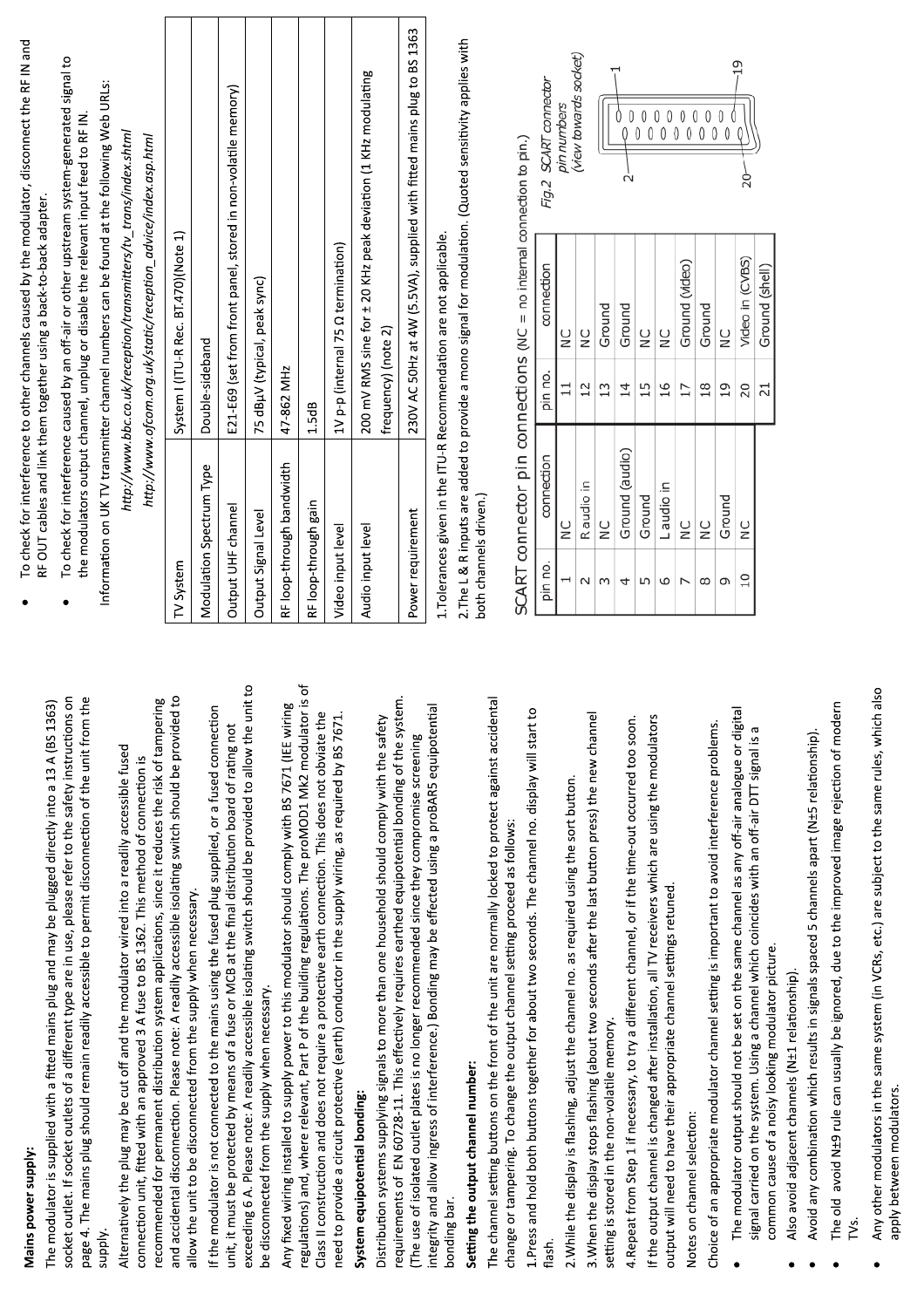**Mains power supply:**

The modulator is supplied with a fitted mains plug and may be plugged directly into a 13 A (BS 1363) socket outlet. If socket outlets of a different type are in use, please refer to the safety instructions on page 4. The mains plug should remain readily accessible to permit disconnection of the unit from the supply.

Alternatively the plug may be cut off and the modulator wired into a readily accessible fused connection unit, fitted with an approved 3 A fuse to BS 1362. This method of connection is recommended for permanent distribution system applications, since it reduces the risk of tampering and accidental disconnection. Please note: A readily accessible isolating switch should be provided to allow the unit to be disconnected from the supply when necessary.

If the modulator is not connected to the mains using the fused plug supplied, or a fused connection unit, it must be protected by means of a fuse or MCB at the final distribution board of rating not exceeding 6 A. Please note: A readily accessible isolating switch should be provided to allow the unit to be disconnected from the supply when necessary.

Any fixed wiring installed to supply power to this modulator should comply with BS 7671 (IEE wiring regulations) and, where relevant, Part P of the building regulations. The proMOD1 Mk2 modulator is of Class II construction and does not require a protective earth connection. This does not obviate the need to provide a circuit protective (earth) conductor in the supply wiring, as required by BS 7671.

**System equipotential bonding:**

Distribution systems supplying signals to more than one household should comply with the safety requirements of EN 60728-11. This effectively requires earthed equipotential bonding of the system. (The use of isolated outlet plates is no longer recommended since they compromise screening integrity and allow ingress of interference.) Bonding may be effected using a proBAR5 equipotential bonding bar.

**Setting the output channel number:**

The channel setting buttons on the front of the unit are normally locked to protect against accidental change or tampering. To change the output channel setting proceed as follows:

1. Press and hold both buttons together for about two seconds. The channel no. display will start to flash.
2. While the display is flashing, adjust the channel no. as required using the sort button.
3. When the display stops flashing (about two seconds after the last button press) the new channel setting is stored in the non-volatile memory.
4. Repeat from Step 1 if necessary, to try a different channel, or if the time-out occurred too soon.

If the output channel is changed after installation, all TV receivers which are using the modulators output will need to have their appropriate channel settings retuned.

Notes on channel selection:

Choice of an appropriate modulator channel setting is important to avoid interference problems.

- The modulator output should not be set on the same channel as any off-air analogue or digital signal carried on the system. Using a channel which coincides with an off-air DTT signal is a common cause of a noisy looking modulator picture.
- Also avoid adjacent channels (N±1 relationship).
- Avoid any combination which results in signals spaced 5 channels apart (N±5 relationship).
- The old avoid N±9 rule can usually be ignored, due to the improved image rejection of modern TVs.
- Any other modulators in the same system (in VCRs, etc.) are subject to the same rules, which also apply between modulators.
- To check for interference to other channels caused by the modulator, disconnect the RF IN and RF OUT cables and link them together using a back-to-back adapter.
- To check for interference caused by an off-air or other upstream system-generated signal to the modulators output channel, unplug or disable the relevant input feed to RF IN.

Information on UK TV transmitter channel numbers can be found at the following Web URLs:

*http://www.bbc.co.uk/reception/transmitters/tv_trans/index.shtml*

*http://www.ofcom.org.uk/static/reception_advice/index.asp.html*

| | |
|---|---|
| TV System | System I (ITU-R Rec. BT470)(Note 1) |
| Modulation Spectrum Type | Double-sideband |
| Output UHF channel | E21-E69 (set from front panel, stored in non-volatile memory) |
| Output Signal Level | 75 dBμV (typical, peak sync) |
| RF loop-through bandwidth | 47-862 MHz |
| RF loop-through gain | 1.5dB |
| Video input level | 1V p-p (internal 75 Ω termination) |
| Audio input level | 200 mV RMS sine for ± 20 KHz peak deviation (1 KHz modulating frequency) (note 2) |
| Power requirement | 230V AC 50Hz at 4W (5.5VA), supplied with fitted mains plug to BS 1363 |

1. Tolerances given in the ITU-R Recommendation are not applicable.
2. The L & R inputs are added to provide a mono signal for modulation. (Quoted sensitivity applies with both channels driven.)

## SCART connector pin connections (NC = no internal connection to pin.)

| pin no. | connection | pin no. | connection |
|---|---|---|---|
| 1 | NC | 11 | NC |
| 2 | R audio in | 12 | NC |
| 3 | NC | 13 | Ground |
| 4 | Ground (audio) | 14 | Ground |
| 5 | Ground | 15 | NC |
| 6 | L audio in | 16 | NC |
| 7 | NC | 17 | Ground (video) |
| 8 | NC | 18 | Ground |
| 9 | Ground | 19 | NC |
| 10 | NC | 20 | Video in (CVBS) |
| | | 21 | Ground (shell) |

*Fig.2 SCART connector pin numbers (view towards socket)*

1

2

19

20